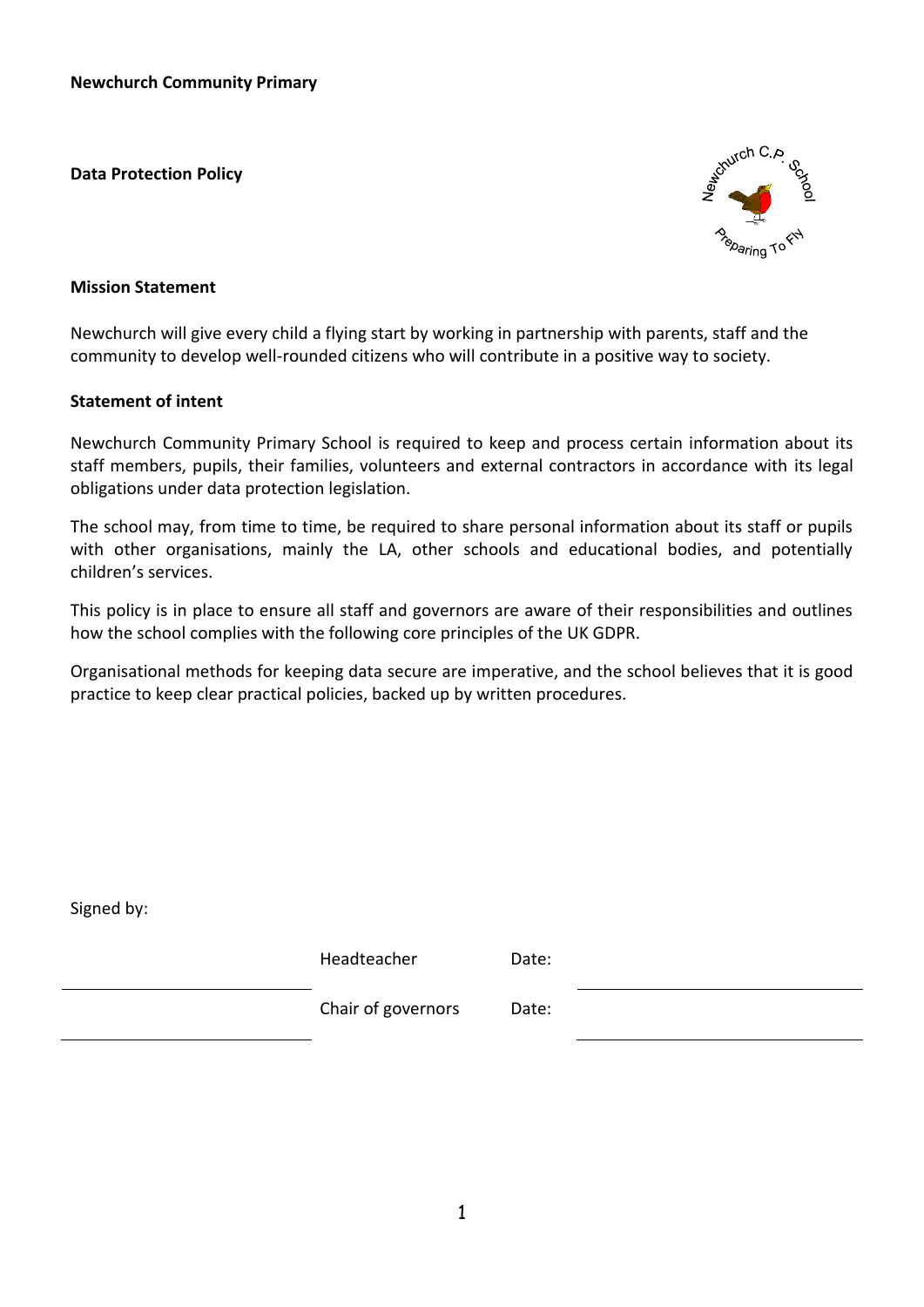**Newchurch Community Primary**

# Data Protection Policy

## Mission Statement

Newchurch will give every child a flying start by working in partnership with parents, staff and the community to develop well-rounded citizens who will contribute in a positive way to society.

## Statement of intent

Newchurch Community Primary School is required to keep and process certain information about its staff members, pupils, their families, volunteers and external contractors in accordance with its legal obligations under data protection legislation.

The school may, from time to time, be required to share personal information about its staff or pupils with other organisations, mainly the LA, other schools and educational bodies, and potentially children's services.

This policy is in place to ensure all staff and governors are aware of their responsibilities and outlines how the school complies with the following core principles of the UK GDPR.

Organisational methods for keeping data secure are imperative, and the school believes that it is good practice to keep clear practical policies, backed up by written procedures.

Signed by:

| | | | |
|---|---|---|---|
| ______________________ | Headteacher | Date: | ______________________ |
| ______________________ | Chair of governors | Date: | ______________________ |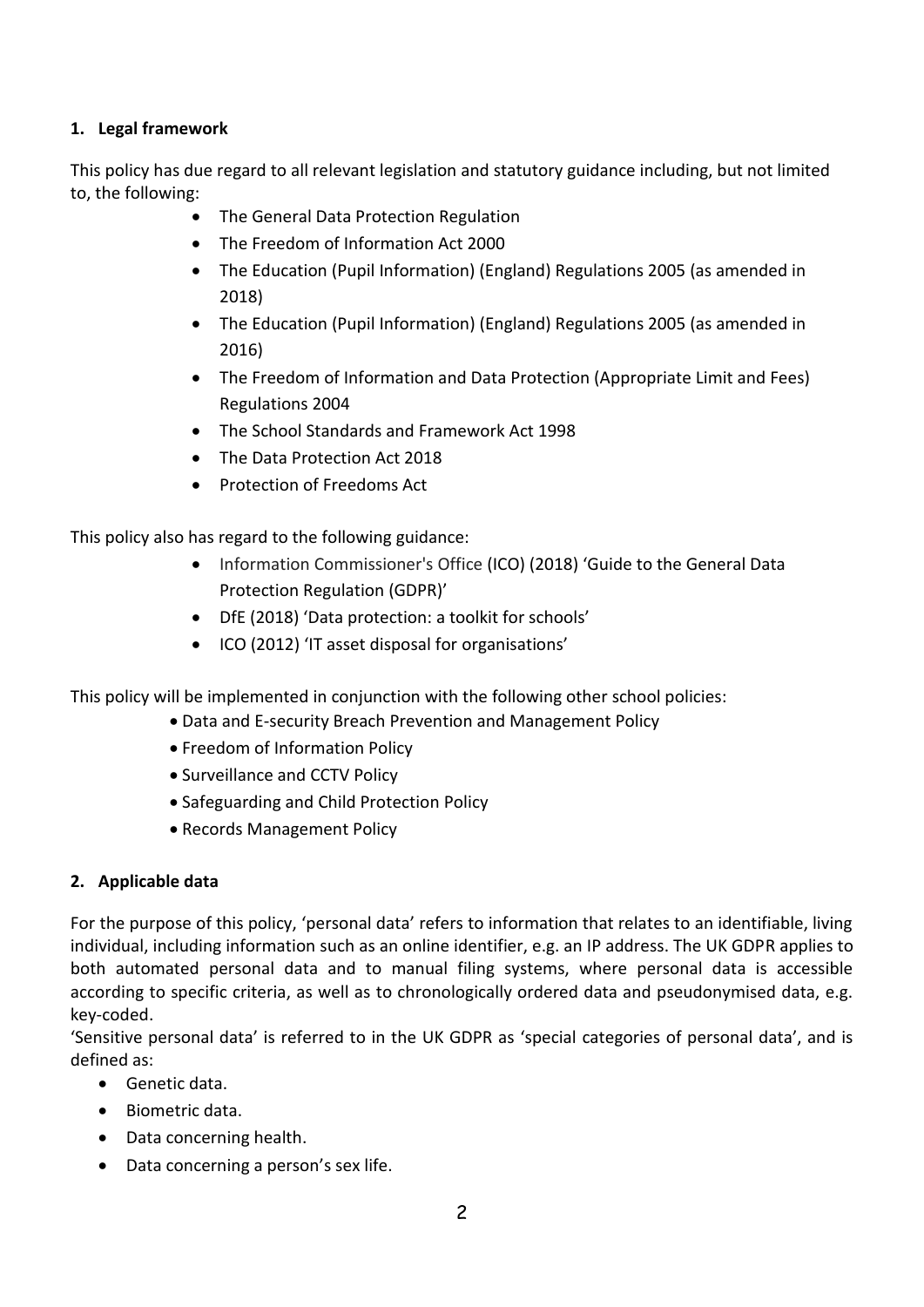## 1. Legal framework

This policy has due regard to all relevant legislation and statutory guidance including, but not limited to, the following:

- The General Data Protection Regulation
- The Freedom of Information Act 2000
- The Education (Pupil Information) (England) Regulations 2005 (as amended in 2018)
- The Education (Pupil Information) (England) Regulations 2005 (as amended in 2016)
- The Freedom of Information and Data Protection (Appropriate Limit and Fees) Regulations 2004
- The School Standards and Framework Act 1998
- The Data Protection Act 2018
- Protection of Freedoms Act

This policy also has regard to the following guidance:

- Information Commissioner's Office (ICO) (2018) 'Guide to the General Data Protection Regulation (GDPR)'
- DfE (2018) 'Data protection: a toolkit for schools'
- ICO (2012) 'IT asset disposal for organisations'

This policy will be implemented in conjunction with the following other school policies:

- Data and E-security Breach Prevention and Management Policy
- Freedom of Information Policy
- Surveillance and CCTV Policy
- Safeguarding and Child Protection Policy
- Records Management Policy

## 2. Applicable data

For the purpose of this policy, 'personal data' refers to information that relates to an identifiable, living individual, including information such as an online identifier, e.g. an IP address. The UK GDPR applies to both automated personal data and to manual filing systems, where personal data is accessible according to specific criteria, as well as to chronologically ordered data and pseudonymised data, e.g. key-coded.

'Sensitive personal data' is referred to in the UK GDPR as 'special categories of personal data', and is defined as:

- Genetic data.
- Biometric data.
- Data concerning health.
- Data concerning a person's sex life.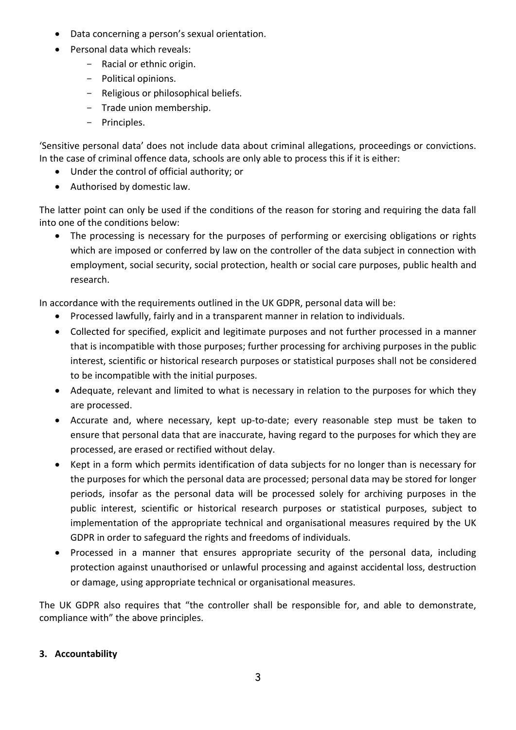- Data concerning a person's sexual orientation.
- Personal data which reveals:
  - Racial or ethnic origin.
  - Political opinions.
  - Religious or philosophical beliefs.
  - Trade union membership.
  - Principles.

'Sensitive personal data' does not include data about criminal allegations, proceedings or convictions. In the case of criminal offence data, schools are only able to process this if it is either:

- Under the control of official authority; or
- Authorised by domestic law.

The latter point can only be used if the conditions of the reason for storing and requiring the data fall into one of the conditions below:

- The processing is necessary for the purposes of performing or exercising obligations or rights which are imposed or conferred by law on the controller of the data subject in connection with employment, social security, social protection, health or social care purposes, public health and research.

In accordance with the requirements outlined in the UK GDPR, personal data will be:

- Processed lawfully, fairly and in a transparent manner in relation to individuals.
- Collected for specified, explicit and legitimate purposes and not further processed in a manner that is incompatible with those purposes; further processing for archiving purposes in the public interest, scientific or historical research purposes or statistical purposes shall not be considered to be incompatible with the initial purposes.
- Adequate, relevant and limited to what is necessary in relation to the purposes for which they are processed.
- Accurate and, where necessary, kept up-to-date; every reasonable step must be taken to ensure that personal data that are inaccurate, having regard to the purposes for which they are processed, are erased or rectified without delay.
- Kept in a form which permits identification of data subjects for no longer than is necessary for the purposes for which the personal data are processed; personal data may be stored for longer periods, insofar as the personal data will be processed solely for archiving purposes in the public interest, scientific or historical research purposes or statistical purposes, subject to implementation of the appropriate technical and organisational measures required by the UK GDPR in order to safeguard the rights and freedoms of individuals.
- Processed in a manner that ensures appropriate security of the personal data, including protection against unauthorised or unlawful processing and against accidental loss, destruction or damage, using appropriate technical or organisational measures.

The UK GDPR also requires that "the controller shall be responsible for, and able to demonstrate, compliance with" the above principles.

## 3. Accountability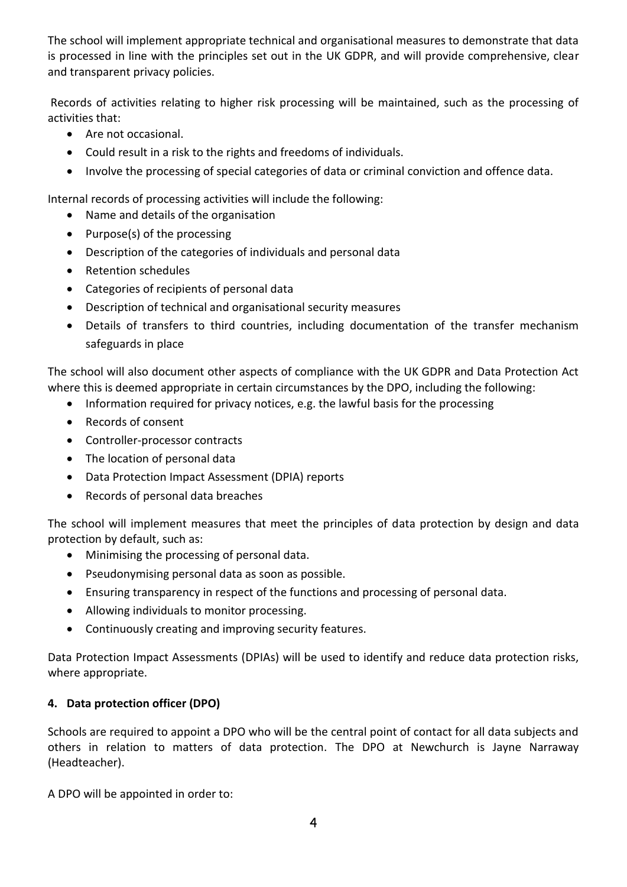The school will implement appropriate technical and organisational measures to demonstrate that data is processed in line with the principles set out in the UK GDPR, and will provide comprehensive, clear and transparent privacy policies.

Records of activities relating to higher risk processing will be maintained, such as the processing of activities that:

- Are not occasional.
- Could result in a risk to the rights and freedoms of individuals.
- Involve the processing of special categories of data or criminal conviction and offence data.

Internal records of processing activities will include the following:

- Name and details of the organisation
- Purpose(s) of the processing
- Description of the categories of individuals and personal data
- Retention schedules
- Categories of recipients of personal data
- Description of technical and organisational security measures
- Details of transfers to third countries, including documentation of the transfer mechanism safeguards in place

The school will also document other aspects of compliance with the UK GDPR and Data Protection Act where this is deemed appropriate in certain circumstances by the DPO, including the following:

- Information required for privacy notices, e.g. the lawful basis for the processing
- Records of consent
- Controller-processor contracts
- The location of personal data
- Data Protection Impact Assessment (DPIA) reports
- Records of personal data breaches

The school will implement measures that meet the principles of data protection by design and data protection by default, such as:

- Minimising the processing of personal data.
- Pseudonymising personal data as soon as possible.
- Ensuring transparency in respect of the functions and processing of personal data.
- Allowing individuals to monitor processing.
- Continuously creating and improving security features.

Data Protection Impact Assessments (DPIAs) will be used to identify and reduce data protection risks, where appropriate.

## 4. Data protection officer (DPO)

Schools are required to appoint a DPO who will be the central point of contact for all data subjects and others in relation to matters of data protection. The DPO at Newchurch is Jayne Narraway (Headteacher).

A DPO will be appointed in order to: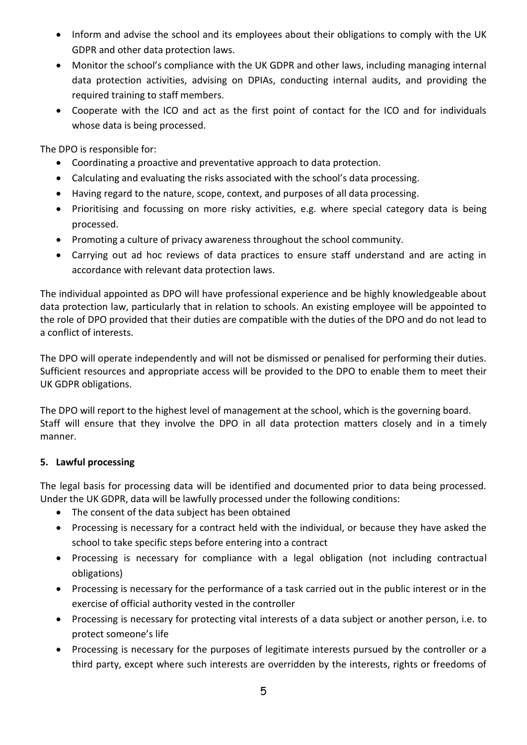- Inform and advise the school and its employees about their obligations to comply with the UK GDPR and other data protection laws.
- Monitor the school's compliance with the UK GDPR and other laws, including managing internal data protection activities, advising on DPIAs, conducting internal audits, and providing the required training to staff members.
- Cooperate with the ICO and act as the first point of contact for the ICO and for individuals whose data is being processed.

The DPO is responsible for:

- Coordinating a proactive and preventative approach to data protection.
- Calculating and evaluating the risks associated with the school's data processing.
- Having regard to the nature, scope, context, and purposes of all data processing.
- Prioritising and focussing on more risky activities, e.g. where special category data is being processed.
- Promoting a culture of privacy awareness throughout the school community.
- Carrying out ad hoc reviews of data practices to ensure staff understand and are acting in accordance with relevant data protection laws.

The individual appointed as DPO will have professional experience and be highly knowledgeable about data protection law, particularly that in relation to schools. An existing employee will be appointed to the role of DPO provided that their duties are compatible with the duties of the DPO and do not lead to a conflict of interests.

The DPO will operate independently and will not be dismissed or penalised for performing their duties. Sufficient resources and appropriate access will be provided to the DPO to enable them to meet their UK GDPR obligations.

The DPO will report to the highest level of management at the school, which is the governing board. Staff will ensure that they involve the DPO in all data protection matters closely and in a timely manner.

**5. Lawful processing**

The legal basis for processing data will be identified and documented prior to data being processed. Under the UK GDPR, data will be lawfully processed under the following conditions:

- The consent of the data subject has been obtained
- Processing is necessary for a contract held with the individual, or because they have asked the school to take specific steps before entering into a contract
- Processing is necessary for compliance with a legal obligation (not including contractual obligations)
- Processing is necessary for the performance of a task carried out in the public interest or in the exercise of official authority vested in the controller
- Processing is necessary for protecting vital interests of a data subject or another person, i.e. to protect someone's life
- Processing is necessary for the purposes of legitimate interests pursued by the controller or a third party, except where such interests are overridden by the interests, rights or freedoms of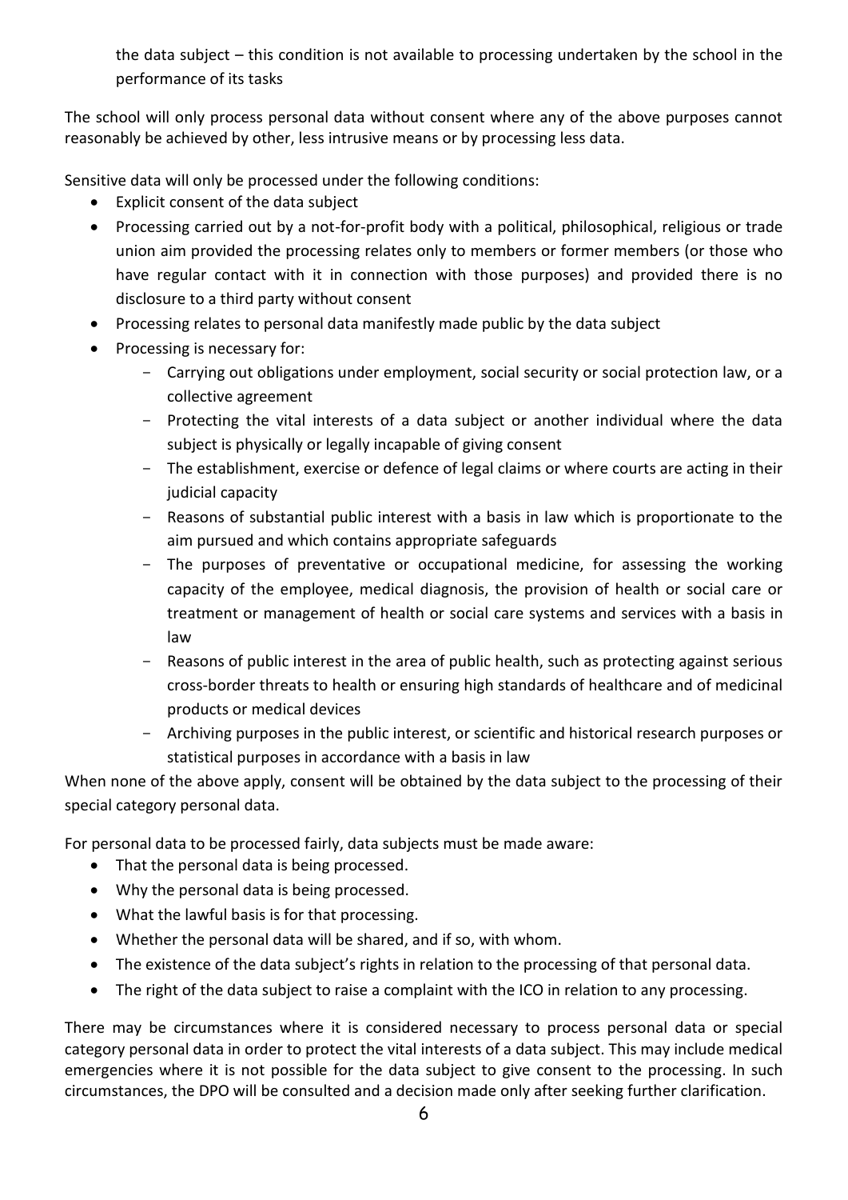the data subject – this condition is not available to processing undertaken by the school in the performance of its tasks

The school will only process personal data without consent where any of the above purposes cannot reasonably be achieved by other, less intrusive means or by processing less data.

Sensitive data will only be processed under the following conditions:

- Explicit consent of the data subject
- Processing carried out by a not-for-profit body with a political, philosophical, religious or trade union aim provided the processing relates only to members or former members (or those who have regular contact with it in connection with those purposes) and provided there is no disclosure to a third party without consent
- Processing relates to personal data manifestly made public by the data subject
- Processing is necessary for:
    - Carrying out obligations under employment, social security or social protection law, or a collective agreement
    - Protecting the vital interests of a data subject or another individual where the data subject is physically or legally incapable of giving consent
    - The establishment, exercise or defence of legal claims or where courts are acting in their judicial capacity
    - Reasons of substantial public interest with a basis in law which is proportionate to the aim pursued and which contains appropriate safeguards
    - The purposes of preventative or occupational medicine, for assessing the working capacity of the employee, medical diagnosis, the provision of health or social care or treatment or management of health or social care systems and services with a basis in law
    - Reasons of public interest in the area of public health, such as protecting against serious cross-border threats to health or ensuring high standards of healthcare and of medicinal products or medical devices
    - Archiving purposes in the public interest, or scientific and historical research purposes or statistical purposes in accordance with a basis in law

When none of the above apply, consent will be obtained by the data subject to the processing of their special category personal data.

For personal data to be processed fairly, data subjects must be made aware:

- That the personal data is being processed.
- Why the personal data is being processed.
- What the lawful basis is for that processing.
- Whether the personal data will be shared, and if so, with whom.
- The existence of the data subject's rights in relation to the processing of that personal data.
- The right of the data subject to raise a complaint with the ICO in relation to any processing.

There may be circumstances where it is considered necessary to process personal data or special category personal data in order to protect the vital interests of a data subject. This may include medical emergencies where it is not possible for the data subject to give consent to the processing. In such circumstances, the DPO will be consulted and a decision made only after seeking further clarification.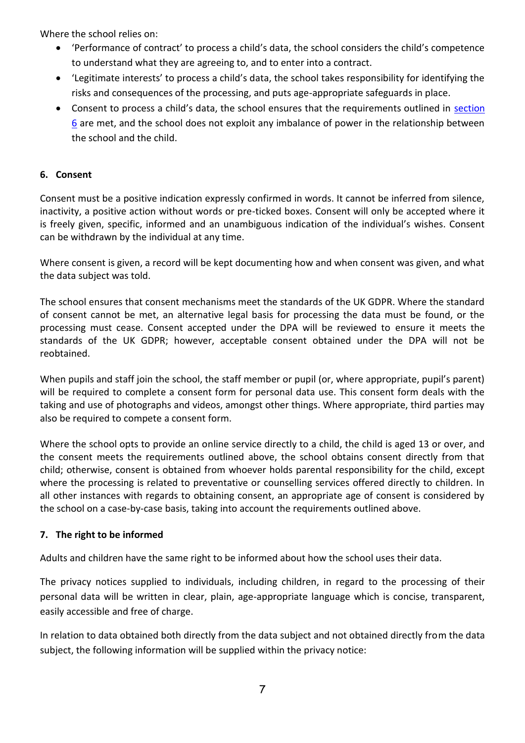Where the school relies on:

- 'Performance of contract' to process a child's data, the school considers the child's competence to understand what they are agreeing to, and to enter into a contract.
- 'Legitimate interests' to process a child's data, the school takes responsibility for identifying the risks and consequences of the processing, and puts age-appropriate safeguards in place.
- Consent to process a child's data, the school ensures that the requirements outlined in section 6 are met, and the school does not exploit any imbalance of power in the relationship between the school and the child.

## 6. Consent

Consent must be a positive indication expressly confirmed in words. It cannot be inferred from silence, inactivity, a positive action without words or pre-ticked boxes. Consent will only be accepted where it is freely given, specific, informed and an unambiguous indication of the individual's wishes. Consent can be withdrawn by the individual at any time.

Where consent is given, a record will be kept documenting how and when consent was given, and what the data subject was told.

The school ensures that consent mechanisms meet the standards of the UK GDPR. Where the standard of consent cannot be met, an alternative legal basis for processing the data must be found, or the processing must cease. Consent accepted under the DPA will be reviewed to ensure it meets the standards of the UK GDPR; however, acceptable consent obtained under the DPA will not be reobtained.

When pupils and staff join the school, the staff member or pupil (or, where appropriate, pupil's parent) will be required to complete a consent form for personal data use. This consent form deals with the taking and use of photographs and videos, amongst other things. Where appropriate, third parties may also be required to compete a consent form.

Where the school opts to provide an online service directly to a child, the child is aged 13 or over, and the consent meets the requirements outlined above, the school obtains consent directly from that child; otherwise, consent is obtained from whoever holds parental responsibility for the child, except where the processing is related to preventative or counselling services offered directly to children. In all other instances with regards to obtaining consent, an appropriate age of consent is considered by the school on a case-by-case basis, taking into account the requirements outlined above.

## 7. The right to be informed

Adults and children have the same right to be informed about how the school uses their data.

The privacy notices supplied to individuals, including children, in regard to the processing of their personal data will be written in clear, plain, age-appropriate language which is concise, transparent, easily accessible and free of charge.

In relation to data obtained both directly from the data subject and not obtained directly from the data subject, the following information will be supplied within the privacy notice: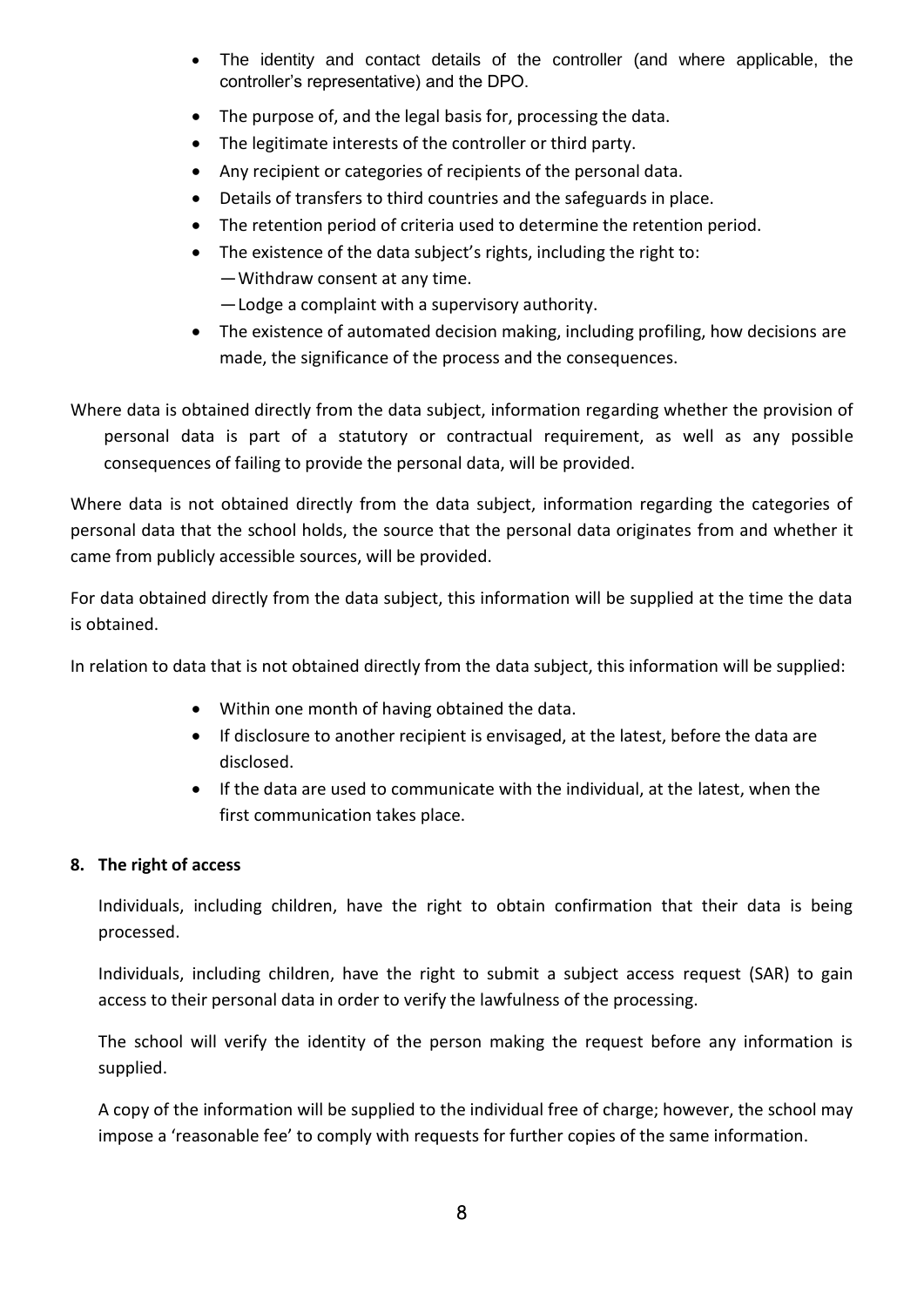- The identity and contact details of the controller (and where applicable, the controller's representative) and the DPO.
- The purpose of, and the legal basis for, processing the data.
- The legitimate interests of the controller or third party.
- Any recipient or categories of recipients of the personal data.
- Details of transfers to third countries and the safeguards in place.
- The retention period of criteria used to determine the retention period.
- The existence of the data subject's rights, including the right to:
  - —Withdraw consent at any time.
  - —Lodge a complaint with a supervisory authority.
- The existence of automated decision making, including profiling, how decisions are made, the significance of the process and the consequences.

Where data is obtained directly from the data subject, information regarding whether the provision of personal data is part of a statutory or contractual requirement, as well as any possible consequences of failing to provide the personal data, will be provided.

Where data is not obtained directly from the data subject, information regarding the categories of personal data that the school holds, the source that the personal data originates from and whether it came from publicly accessible sources, will be provided.

For data obtained directly from the data subject, this information will be supplied at the time the data is obtained.

In relation to data that is not obtained directly from the data subject, this information will be supplied:

- Within one month of having obtained the data.
- If disclosure to another recipient is envisaged, at the latest, before the data are disclosed.
- If the data are used to communicate with the individual, at the latest, when the first communication takes place.

**8. The right of access**

Individuals, including children, have the right to obtain confirmation that their data is being processed.

Individuals, including children, have the right to submit a subject access request (SAR) to gain access to their personal data in order to verify the lawfulness of the processing.

The school will verify the identity of the person making the request before any information is supplied.

A copy of the information will be supplied to the individual free of charge; however, the school may impose a 'reasonable fee' to comply with requests for further copies of the same information.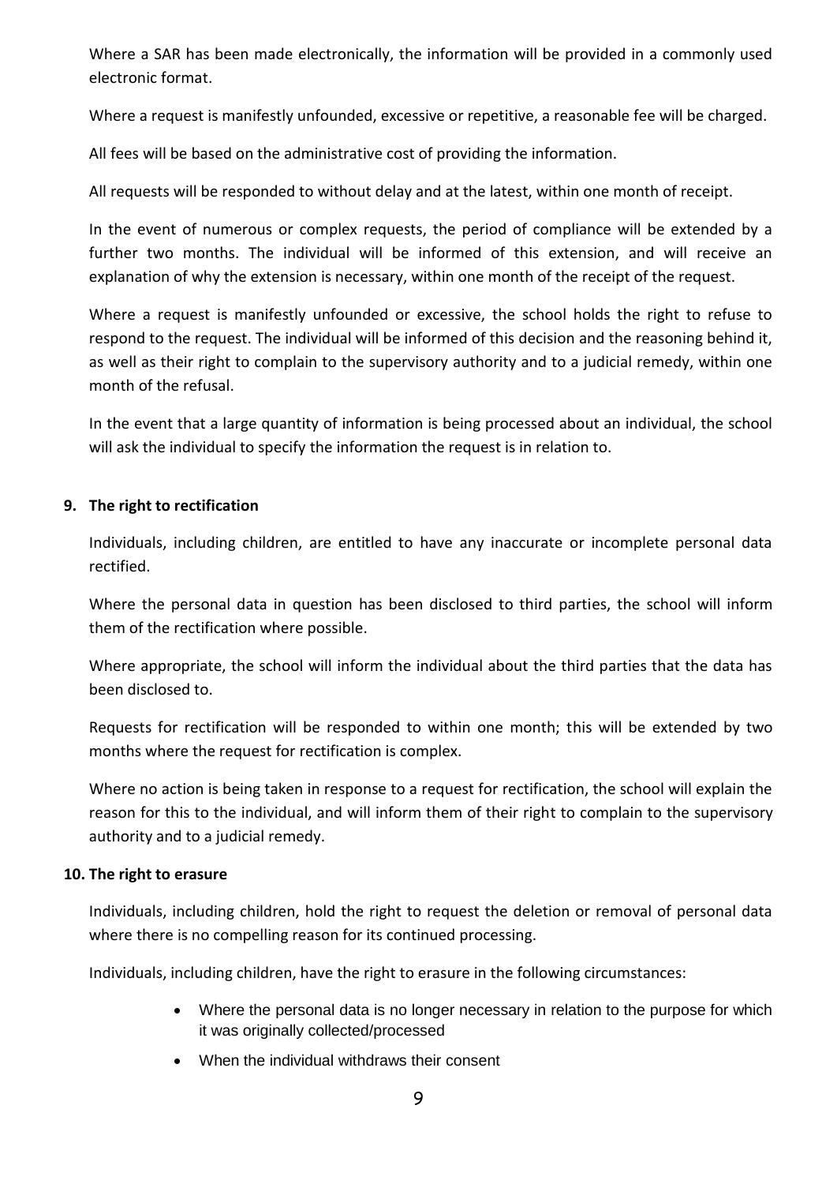Where a SAR has been made electronically, the information will be provided in a commonly used electronic format.

Where a request is manifestly unfounded, excessive or repetitive, a reasonable fee will be charged.

All fees will be based on the administrative cost of providing the information.

All requests will be responded to without delay and at the latest, within one month of receipt.

In the event of numerous or complex requests, the period of compliance will be extended by a further two months. The individual will be informed of this extension, and will receive an explanation of why the extension is necessary, within one month of the receipt of the request.

Where a request is manifestly unfounded or excessive, the school holds the right to refuse to respond to the request. The individual will be informed of this decision and the reasoning behind it, as well as their right to complain to the supervisory authority and to a judicial remedy, within one month of the refusal.

In the event that a large quantity of information is being processed about an individual, the school will ask the individual to specify the information the request is in relation to.

**9. The right to rectification**

Individuals, including children, are entitled to have any inaccurate or incomplete personal data rectified.

Where the personal data in question has been disclosed to third parties, the school will inform them of the rectification where possible.

Where appropriate, the school will inform the individual about the third parties that the data has been disclosed to.

Requests for rectification will be responded to within one month; this will be extended by two months where the request for rectification is complex.

Where no action is being taken in response to a request for rectification, the school will explain the reason for this to the individual, and will inform them of their right to complain to the supervisory authority and to a judicial remedy.

**10. The right to erasure**

Individuals, including children, hold the right to request the deletion or removal of personal data where there is no compelling reason for its continued processing.

Individuals, including children, have the right to erasure in the following circumstances:

- Where the personal data is no longer necessary in relation to the purpose for which it was originally collected/processed
- When the individual withdraws their consent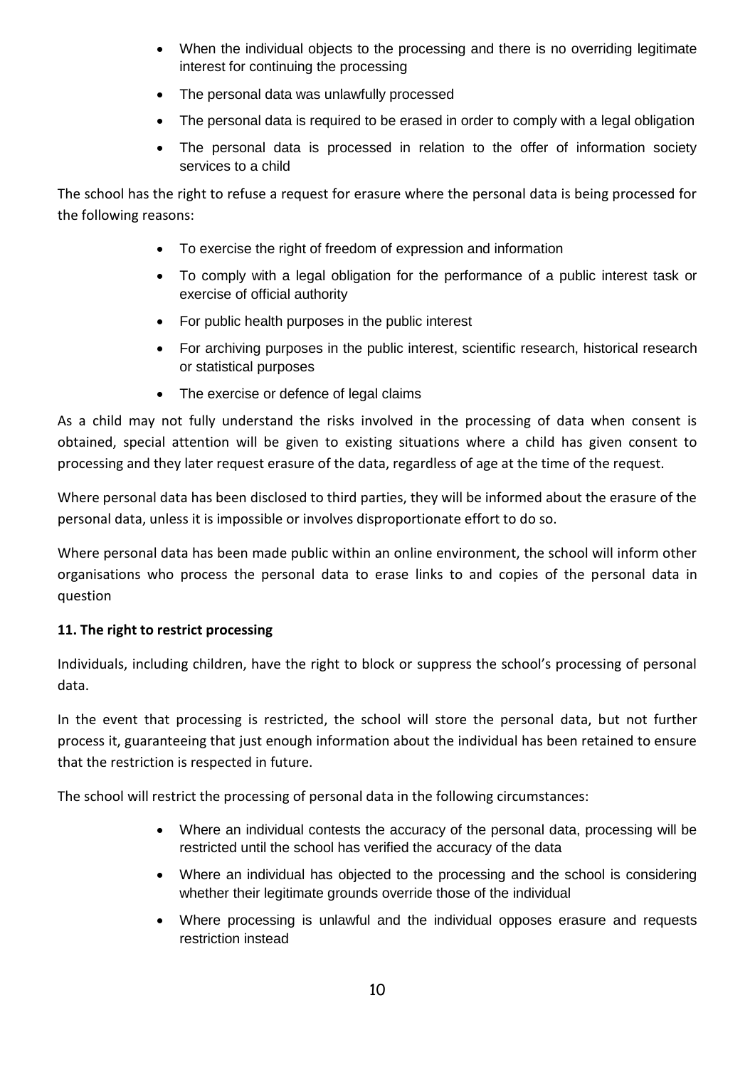- When the individual objects to the processing and there is no overriding legitimate interest for continuing the processing
- The personal data was unlawfully processed
- The personal data is required to be erased in order to comply with a legal obligation
- The personal data is processed in relation to the offer of information society services to a child

The school has the right to refuse a request for erasure where the personal data is being processed for the following reasons:

- To exercise the right of freedom of expression and information
- To comply with a legal obligation for the performance of a public interest task or exercise of official authority
- For public health purposes in the public interest
- For archiving purposes in the public interest, scientific research, historical research or statistical purposes
- The exercise or defence of legal claims

As a child may not fully understand the risks involved in the processing of data when consent is obtained, special attention will be given to existing situations where a child has given consent to processing and they later request erasure of the data, regardless of age at the time of the request.

Where personal data has been disclosed to third parties, they will be informed about the erasure of the personal data, unless it is impossible or involves disproportionate effort to do so.

Where personal data has been made public within an online environment, the school will inform other organisations who process the personal data to erase links to and copies of the personal data in question

**11. The right to restrict processing**

Individuals, including children, have the right to block or suppress the school's processing of personal data.

In the event that processing is restricted, the school will store the personal data, but not further process it, guaranteeing that just enough information about the individual has been retained to ensure that the restriction is respected in future.

The school will restrict the processing of personal data in the following circumstances:

- Where an individual contests the accuracy of the personal data, processing will be restricted until the school has verified the accuracy of the data
- Where an individual has objected to the processing and the school is considering whether their legitimate grounds override those of the individual
- Where processing is unlawful and the individual opposes erasure and requests restriction instead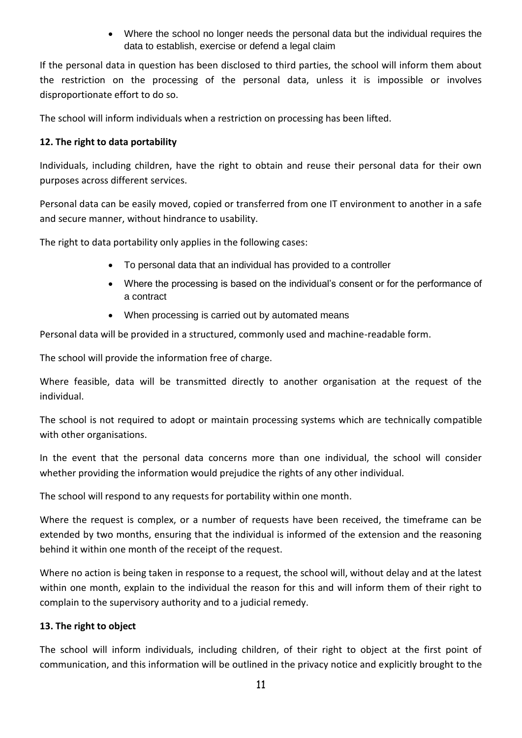- Where the school no longer needs the personal data but the individual requires the data to establish, exercise or defend a legal claim

If the personal data in question has been disclosed to third parties, the school will inform them about the restriction on the processing of the personal data, unless it is impossible or involves disproportionate effort to do so.

The school will inform individuals when a restriction on processing has been lifted.

**12. The right to data portability**

Individuals, including children, have the right to obtain and reuse their personal data for their own purposes across different services.

Personal data can be easily moved, copied or transferred from one IT environment to another in a safe and secure manner, without hindrance to usability.

The right to data portability only applies in the following cases:

- To personal data that an individual has provided to a controller
- Where the processing is based on the individual's consent or for the performance of a contract
- When processing is carried out by automated means

Personal data will be provided in a structured, commonly used and machine-readable form.

The school will provide the information free of charge.

Where feasible, data will be transmitted directly to another organisation at the request of the individual.

The school is not required to adopt or maintain processing systems which are technically compatible with other organisations.

In the event that the personal data concerns more than one individual, the school will consider whether providing the information would prejudice the rights of any other individual.

The school will respond to any requests for portability within one month.

Where the request is complex, or a number of requests have been received, the timeframe can be extended by two months, ensuring that the individual is informed of the extension and the reasoning behind it within one month of the receipt of the request.

Where no action is being taken in response to a request, the school will, without delay and at the latest within one month, explain to the individual the reason for this and will inform them of their right to complain to the supervisory authority and to a judicial remedy.

**13. The right to object**

The school will inform individuals, including children, of their right to object at the first point of communication, and this information will be outlined in the privacy notice and explicitly brought to the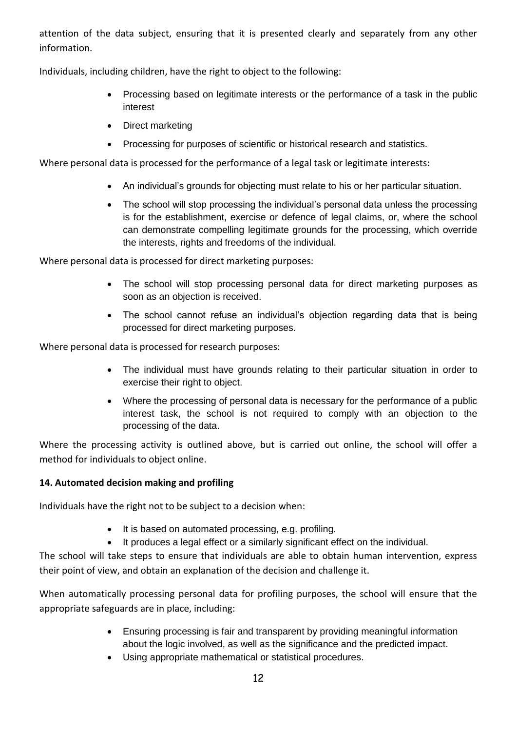attention of the data subject, ensuring that it is presented clearly and separately from any other information.

Individuals, including children, have the right to object to the following:

- Processing based on legitimate interests or the performance of a task in the public interest
- Direct marketing
- Processing for purposes of scientific or historical research and statistics.

Where personal data is processed for the performance of a legal task or legitimate interests:

- An individual's grounds for objecting must relate to his or her particular situation.
- The school will stop processing the individual's personal data unless the processing is for the establishment, exercise or defence of legal claims, or, where the school can demonstrate compelling legitimate grounds for the processing, which override the interests, rights and freedoms of the individual.

Where personal data is processed for direct marketing purposes:

- The school will stop processing personal data for direct marketing purposes as soon as an objection is received.
- The school cannot refuse an individual's objection regarding data that is being processed for direct marketing purposes.

Where personal data is processed for research purposes:

- The individual must have grounds relating to their particular situation in order to exercise their right to object.
- Where the processing of personal data is necessary for the performance of a public interest task, the school is not required to comply with an objection to the processing of the data.

Where the processing activity is outlined above, but is carried out online, the school will offer a method for individuals to object online.

**14. Automated decision making and profiling**

Individuals have the right not to be subject to a decision when:

- It is based on automated processing, e.g. profiling.
- It produces a legal effect or a similarly significant effect on the individual.

The school will take steps to ensure that individuals are able to obtain human intervention, express their point of view, and obtain an explanation of the decision and challenge it.

When automatically processing personal data for profiling purposes, the school will ensure that the appropriate safeguards are in place, including:

- Ensuring processing is fair and transparent by providing meaningful information about the logic involved, as well as the significance and the predicted impact.
- Using appropriate mathematical or statistical procedures.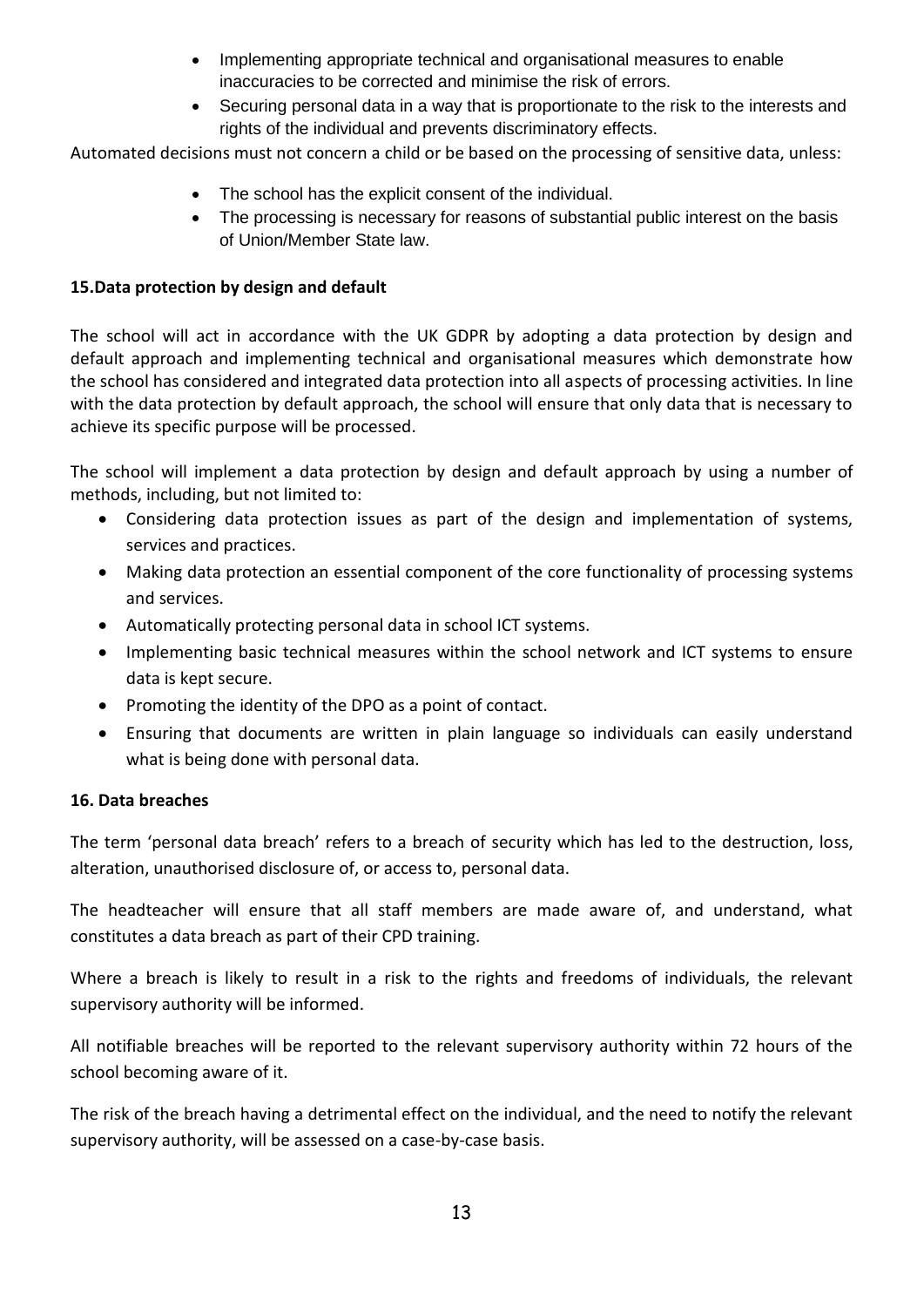- Implementing appropriate technical and organisational measures to enable inaccuracies to be corrected and minimise the risk of errors.
- Securing personal data in a way that is proportionate to the risk to the interests and rights of the individual and prevents discriminatory effects.

Automated decisions must not concern a child or be based on the processing of sensitive data, unless:

- The school has the explicit consent of the individual.
- The processing is necessary for reasons of substantial public interest on the basis of Union/Member State law.

**15.Data protection by design and default**

The school will act in accordance with the UK GDPR by adopting a data protection by design and default approach and implementing technical and organisational measures which demonstrate how the school has considered and integrated data protection into all aspects of processing activities. In line with the data protection by default approach, the school will ensure that only data that is necessary to achieve its specific purpose will be processed.

The school will implement a data protection by design and default approach by using a number of methods, including, but not limited to:

- Considering data protection issues as part of the design and implementation of systems, services and practices.
- Making data protection an essential component of the core functionality of processing systems and services.
- Automatically protecting personal data in school ICT systems.
- Implementing basic technical measures within the school network and ICT systems to ensure data is kept secure.
- Promoting the identity of the DPO as a point of contact.
- Ensuring that documents are written in plain language so individuals can easily understand what is being done with personal data.

**16. Data breaches**

The term 'personal data breach' refers to a breach of security which has led to the destruction, loss, alteration, unauthorised disclosure of, or access to, personal data.

The headteacher will ensure that all staff members are made aware of, and understand, what constitutes a data breach as part of their CPD training.

Where a breach is likely to result in a risk to the rights and freedoms of individuals, the relevant supervisory authority will be informed.

All notifiable breaches will be reported to the relevant supervisory authority within 72 hours of the school becoming aware of it.

The risk of the breach having a detrimental effect on the individual, and the need to notify the relevant supervisory authority, will be assessed on a case-by-case basis.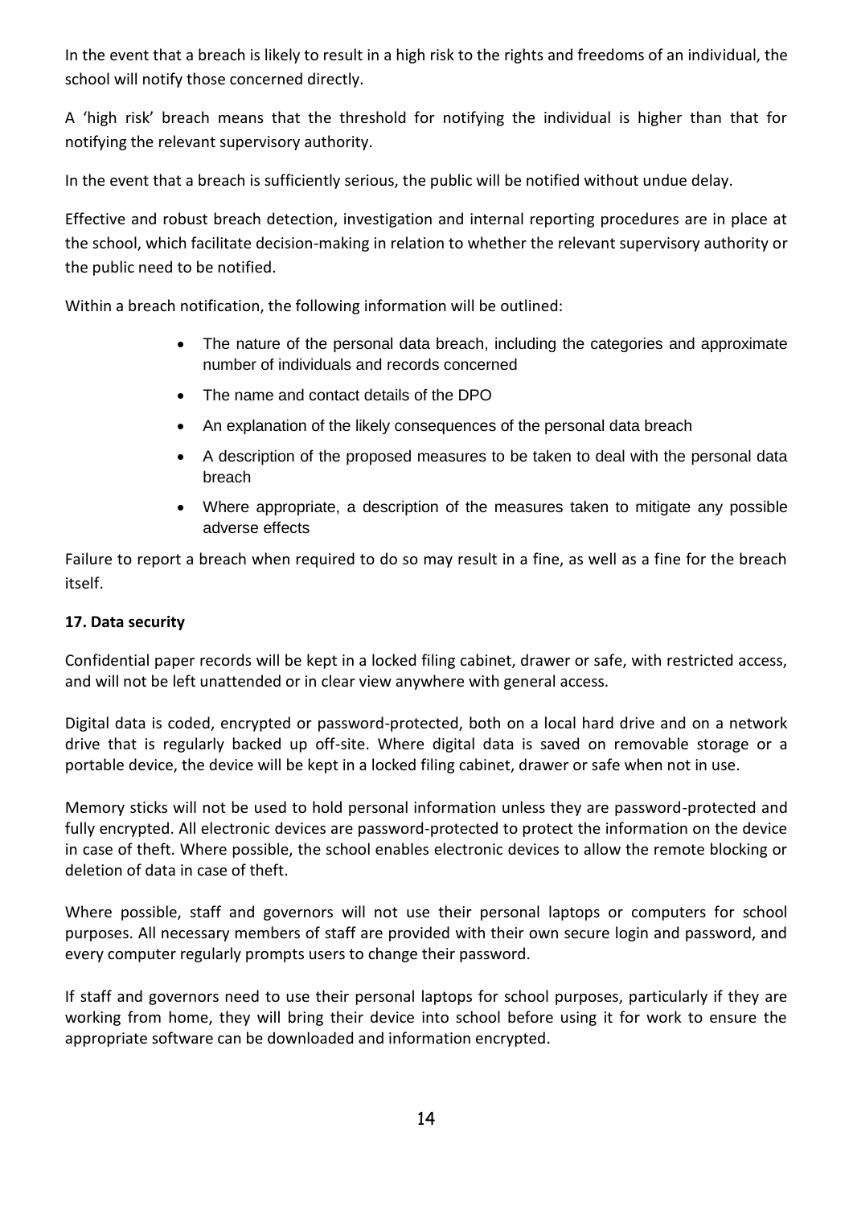In the event that a breach is likely to result in a high risk to the rights and freedoms of an individual, the school will notify those concerned directly.

A 'high risk' breach means that the threshold for notifying the individual is higher than that for notifying the relevant supervisory authority.

In the event that a breach is sufficiently serious, the public will be notified without undue delay.

Effective and robust breach detection, investigation and internal reporting procedures are in place at the school, which facilitate decision-making in relation to whether the relevant supervisory authority or the public need to be notified.

Within a breach notification, the following information will be outlined:

- The nature of the personal data breach, including the categories and approximate number of individuals and records concerned
- The name and contact details of the DPO
- An explanation of the likely consequences of the personal data breach
- A description of the proposed measures to be taken to deal with the personal data breach
- Where appropriate, a description of the measures taken to mitigate any possible adverse effects

Failure to report a breach when required to do so may result in a fine, as well as a fine for the breach itself.

**17. Data security**

Confidential paper records will be kept in a locked filing cabinet, drawer or safe, with restricted access, and will not be left unattended or in clear view anywhere with general access.

Digital data is coded, encrypted or password-protected, both on a local hard drive and on a network drive that is regularly backed up off-site. Where digital data is saved on removable storage or a portable device, the device will be kept in a locked filing cabinet, drawer or safe when not in use.

Memory sticks will not be used to hold personal information unless they are password-protected and fully encrypted. All electronic devices are password-protected to protect the information on the device in case of theft. Where possible, the school enables electronic devices to allow the remote blocking or deletion of data in case of theft.

Where possible, staff and governors will not use their personal laptops or computers for school purposes. All necessary members of staff are provided with their own secure login and password, and every computer regularly prompts users to change their password.

If staff and governors need to use their personal laptops for school purposes, particularly if they are working from home, they will bring their device into school before using it for work to ensure the appropriate software can be downloaded and information encrypted.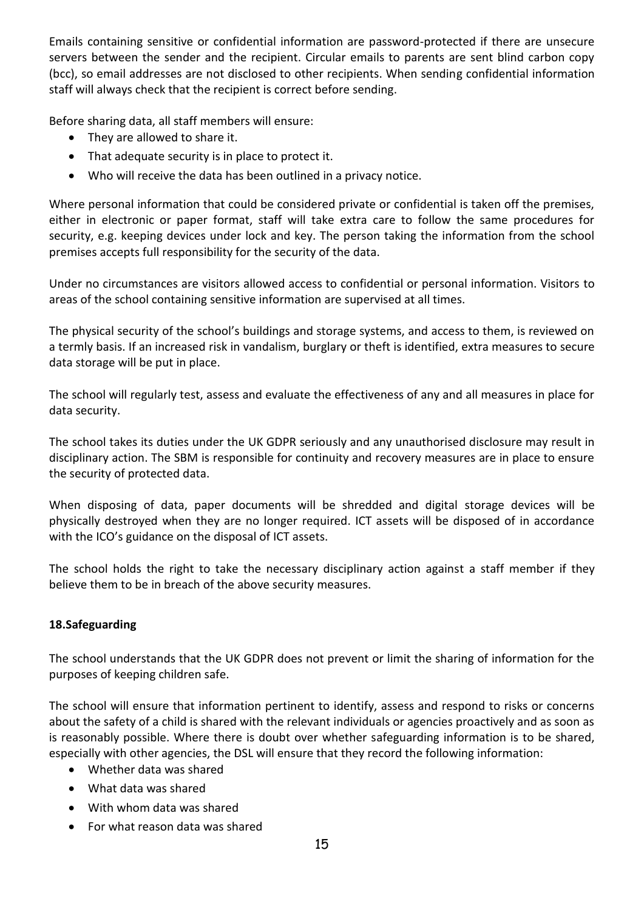Emails containing sensitive or confidential information are password-protected if there are unsecure servers between the sender and the recipient. Circular emails to parents are sent blind carbon copy (bcc), so email addresses are not disclosed to other recipients. When sending confidential information staff will always check that the recipient is correct before sending.

Before sharing data, all staff members will ensure:

- They are allowed to share it.
- That adequate security is in place to protect it.
- Who will receive the data has been outlined in a privacy notice.

Where personal information that could be considered private or confidential is taken off the premises, either in electronic or paper format, staff will take extra care to follow the same procedures for security, e.g. keeping devices under lock and key. The person taking the information from the school premises accepts full responsibility for the security of the data.

Under no circumstances are visitors allowed access to confidential or personal information. Visitors to areas of the school containing sensitive information are supervised at all times.

The physical security of the school's buildings and storage systems, and access to them, is reviewed on a termly basis. If an increased risk in vandalism, burglary or theft is identified, extra measures to secure data storage will be put in place.

The school will regularly test, assess and evaluate the effectiveness of any and all measures in place for data security.

The school takes its duties under the UK GDPR seriously and any unauthorised disclosure may result in disciplinary action. The SBM is responsible for continuity and recovery measures are in place to ensure the security of protected data.

When disposing of data, paper documents will be shredded and digital storage devices will be physically destroyed when they are no longer required. ICT assets will be disposed of in accordance with the ICO's guidance on the disposal of ICT assets.

The school holds the right to take the necessary disciplinary action against a staff member if they believe them to be in breach of the above security measures.

**18.Safeguarding**

The school understands that the UK GDPR does not prevent or limit the sharing of information for the purposes of keeping children safe.

The school will ensure that information pertinent to identify, assess and respond to risks or concerns about the safety of a child is shared with the relevant individuals or agencies proactively and as soon as is reasonably possible. Where there is doubt over whether safeguarding information is to be shared, especially with other agencies, the DSL will ensure that they record the following information:

- Whether data was shared
- What data was shared
- With whom data was shared
- For what reason data was shared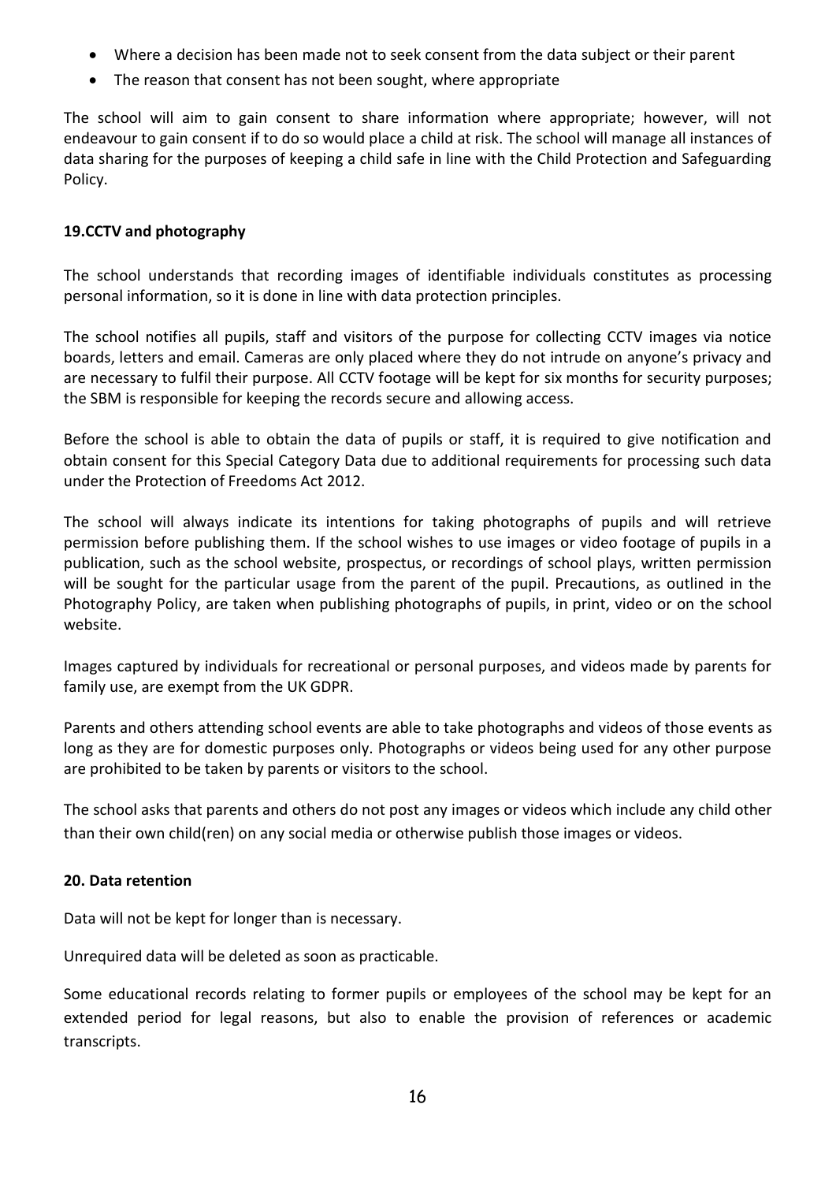- Where a decision has been made not to seek consent from the data subject or their parent
- The reason that consent has not been sought, where appropriate

The school will aim to gain consent to share information where appropriate; however, will not endeavour to gain consent if to do so would place a child at risk. The school will manage all instances of data sharing for the purposes of keeping a child safe in line with the Child Protection and Safeguarding Policy.

**19.CCTV and photography**

The school understands that recording images of identifiable individuals constitutes as processing personal information, so it is done in line with data protection principles.

The school notifies all pupils, staff and visitors of the purpose for collecting CCTV images via notice boards, letters and email. Cameras are only placed where they do not intrude on anyone's privacy and are necessary to fulfil their purpose. All CCTV footage will be kept for six months for security purposes; the SBM is responsible for keeping the records secure and allowing access.

Before the school is able to obtain the data of pupils or staff, it is required to give notification and obtain consent for this Special Category Data due to additional requirements for processing such data under the Protection of Freedoms Act 2012.

The school will always indicate its intentions for taking photographs of pupils and will retrieve permission before publishing them. If the school wishes to use images or video footage of pupils in a publication, such as the school website, prospectus, or recordings of school plays, written permission will be sought for the particular usage from the parent of the pupil. Precautions, as outlined in the Photography Policy, are taken when publishing photographs of pupils, in print, video or on the school website.

Images captured by individuals for recreational or personal purposes, and videos made by parents for family use, are exempt from the UK GDPR.

Parents and others attending school events are able to take photographs and videos of those events as long as they are for domestic purposes only. Photographs or videos being used for any other purpose are prohibited to be taken by parents or visitors to the school.

The school asks that parents and others do not post any images or videos which include any child other than their own child(ren) on any social media or otherwise publish those images or videos.

**20. Data retention**

Data will not be kept for longer than is necessary.

Unrequired data will be deleted as soon as practicable.

Some educational records relating to former pupils or employees of the school may be kept for an extended period for legal reasons, but also to enable the provision of references or academic transcripts.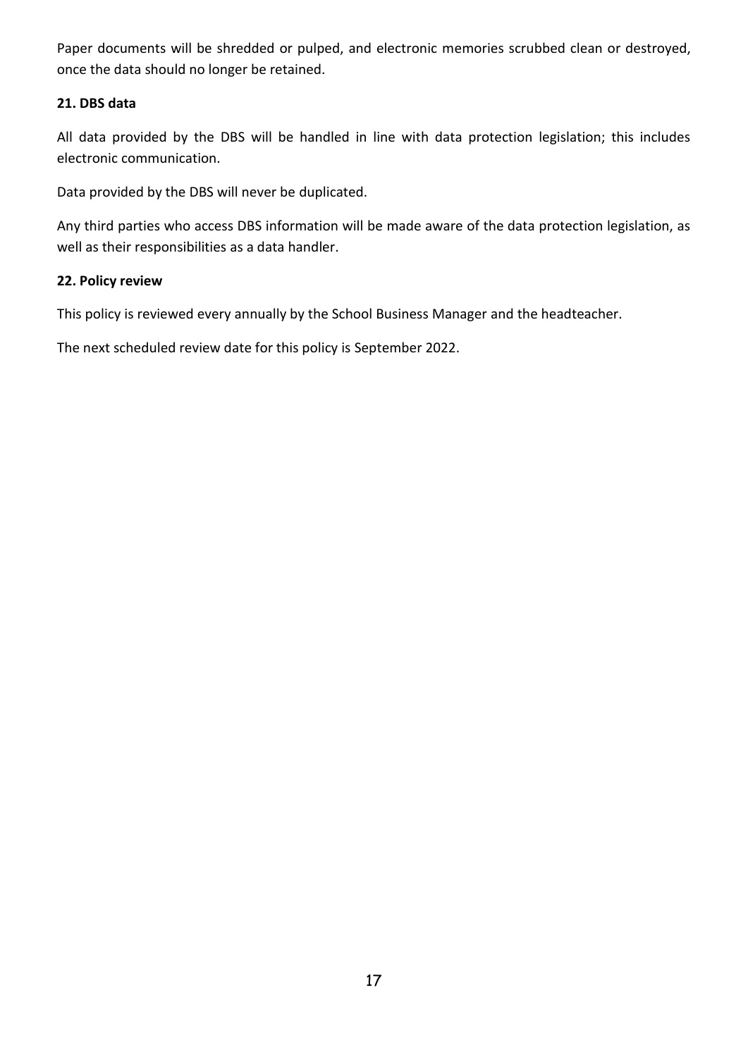Paper documents will be shredded or pulped, and electronic memories scrubbed clean or destroyed, once the data should no longer be retained.

**21. DBS data**

All data provided by the DBS will be handled in line with data protection legislation; this includes electronic communication.

Data provided by the DBS will never be duplicated.

Any third parties who access DBS information will be made aware of the data protection legislation, as well as their responsibilities as a data handler.

**22. Policy review**

This policy is reviewed every annually by the School Business Manager and the headteacher.

The next scheduled review date for this policy is September 2022.